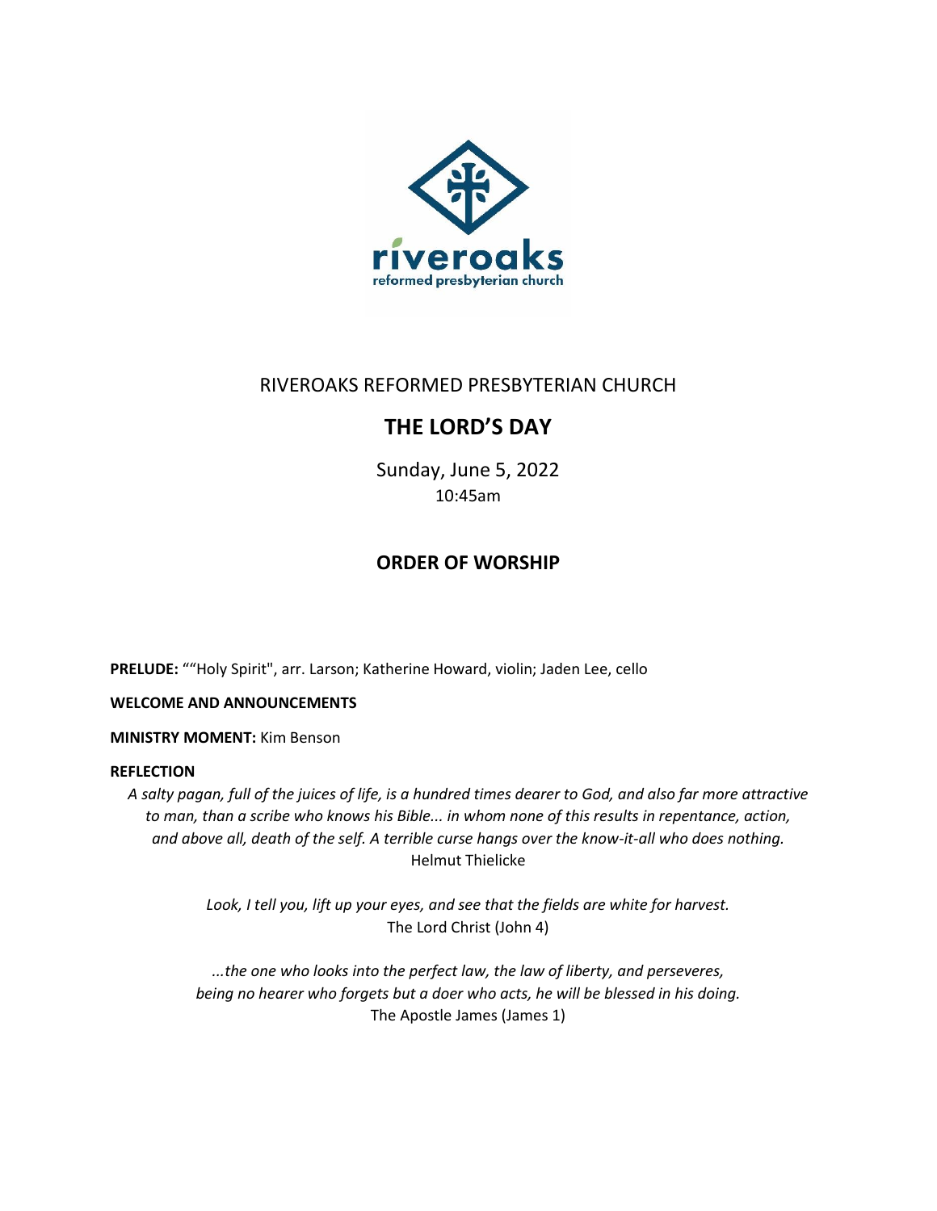RIVEROAKS REFORMED PRESBYTERIAN CHURCH

# THE LORD'S DAY

Sunday, June 5, 2022
10:45am

## ORDER OF WORSHIP

**PRELUDE:** ""Holy Spirit", arr. Larson; Katherine Howard, violin; Jaden Lee, cello

**WELCOME AND ANNOUNCEMENTS**

**MINISTRY MOMENT:** Kim Benson

**REFLECTION**

*A salty pagan, full of the juices of life, is a hundred times dearer to God, and also far more attractive to man, than a scribe who knows his Bible... in whom none of this results in repentance, action, and above all, death of the self. A terrible curse hangs over the know-it-all who does nothing.*
Helmut Thielicke

*Look, I tell you, lift up your eyes, and see that the fields are white for harvest.*
The Lord Christ (John 4)

*...the one who looks into the perfect law, the law of liberty, and perseveres, being no hearer who forgets but a doer who acts, he will be blessed in his doing.*
The Apostle James (James 1)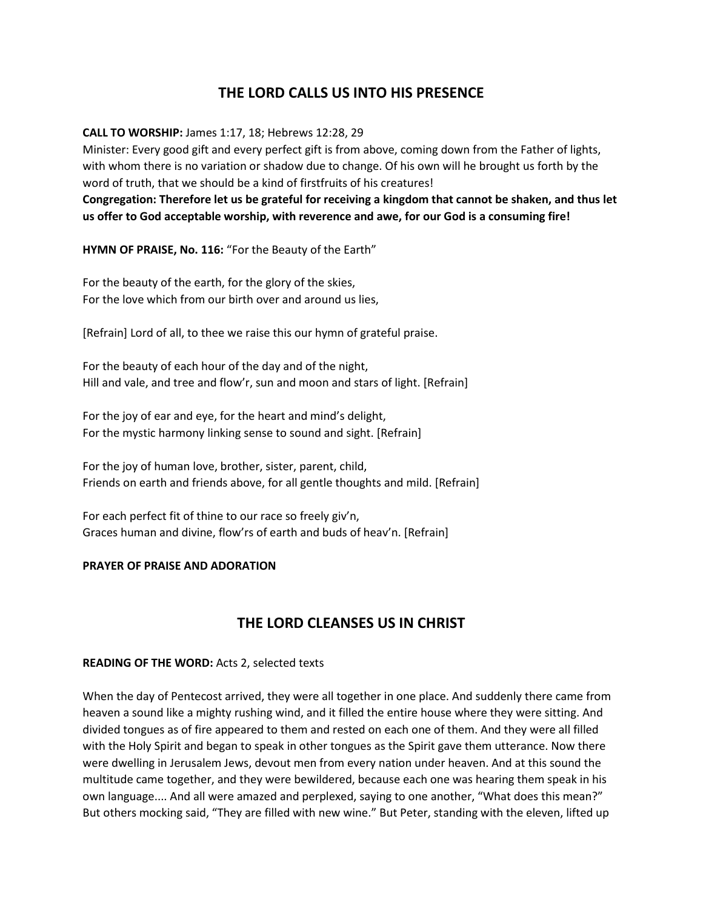## THE LORD CALLS US INTO HIS PRESENCE

**CALL TO WORSHIP:** James 1:17, 18; Hebrews 12:28, 29

Minister: Every good gift and every perfect gift is from above, coming down from the Father of lights, with whom there is no variation or shadow due to change. Of his own will he brought us forth by the word of truth, that we should be a kind of firstfruits of his creatures!

**Congregation: Therefore let us be grateful for receiving a kingdom that cannot be shaken, and thus let us offer to God acceptable worship, with reverence and awe, for our God is a consuming fire!**

**HYMN OF PRAISE, No. 116:** "For the Beauty of the Earth"

For the beauty of the earth, for the glory of the skies,
For the love which from our birth over and around us lies,

[Refrain] Lord of all, to thee we raise this our hymn of grateful praise.

For the beauty of each hour of the day and of the night,
Hill and vale, and tree and flow'r, sun and moon and stars of light. [Refrain]

For the joy of ear and eye, for the heart and mind's delight,
For the mystic harmony linking sense to sound and sight. [Refrain]

For the joy of human love, brother, sister, parent, child,
Friends on earth and friends above, for all gentle thoughts and mild. [Refrain]

For each perfect fit of thine to our race so freely giv'n,
Graces human and divine, flow'rs of earth and buds of heav'n. [Refrain]

**PRAYER OF PRAISE AND ADORATION**

## THE LORD CLEANSES US IN CHRIST

**READING OF THE WORD:** Acts 2, selected texts

When the day of Pentecost arrived, they were all together in one place. And suddenly there came from heaven a sound like a mighty rushing wind, and it filled the entire house where they were sitting. And divided tongues as of fire appeared to them and rested on each one of them. And they were all filled with the Holy Spirit and began to speak in other tongues as the Spirit gave them utterance. Now there were dwelling in Jerusalem Jews, devout men from every nation under heaven. And at this sound the multitude came together, and they were bewildered, because each one was hearing them speak in his own language.... And all were amazed and perplexed, saying to one another, "What does this mean?" But others mocking said, "They are filled with new wine." But Peter, standing with the eleven, lifted up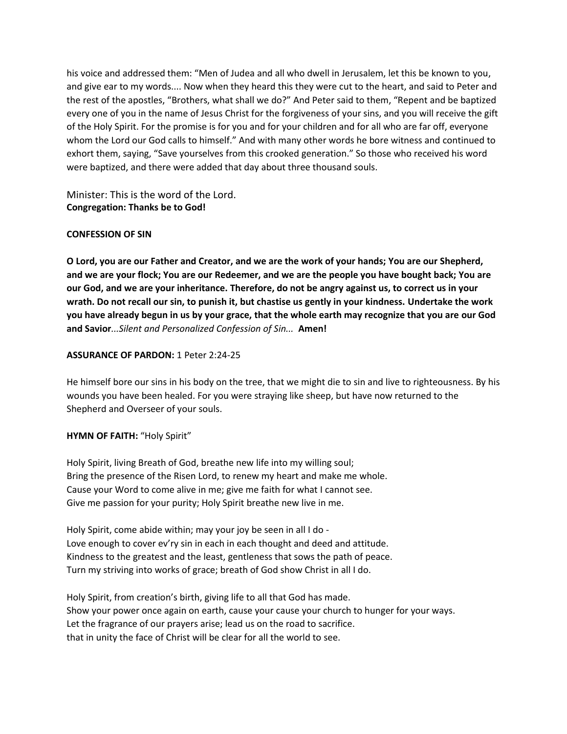his voice and addressed them: “Men of Judea and all who dwell in Jerusalem, let this be known to you, and give ear to my words.... Now when they heard this they were cut to the heart, and said to Peter and the rest of the apostles, “Brothers, what shall we do?” And Peter said to them, “Repent and be baptized every one of you in the name of Jesus Christ for the forgiveness of your sins, and you will receive the gift of the Holy Spirit. For the promise is for you and for your children and for all who are far off, everyone whom the Lord our God calls to himself.” And with many other words he bore witness and continued to exhort them, saying, “Save yourselves from this crooked generation.” So those who received his word were baptized, and there were added that day about three thousand souls.

Minister: This is the word of the Lord.
**Congregation: Thanks be to God!**

**CONFESSION OF SIN**

**O Lord, you are our Father and Creator, and we are the work of your hands; You are our Shepherd, and we are your flock; You are our Redeemer, and we are the people you have bought back; You are our God, and we are your inheritance. Therefore, do not be angry against us, to correct us in your wrath. Do not recall our sin, to punish it, but chastise us gently in your kindness. Undertake the work you have already begun in us by your grace, that the whole earth may recognize that you are our God and Savior**...*Silent and Personalized Confession of Sin...* **Amen!**

**ASSURANCE OF PARDON:** 1 Peter 2:24-25

He himself bore our sins in his body on the tree, that we might die to sin and live to righteousness. By his wounds you have been healed. For you were straying like sheep, but have now returned to the Shepherd and Overseer of your souls.

**HYMN OF FAITH:** “Holy Spirit”

Holy Spirit, living Breath of God, breathe new life into my willing soul;
Bring the presence of the Risen Lord, to renew my heart and make me whole.
Cause your Word to come alive in me; give me faith for what I cannot see.
Give me passion for your purity; Holy Spirit breathe new live in me.

Holy Spirit, come abide within; may your joy be seen in all I do -
Love enough to cover ev’ry sin in each in each thought and deed and attitude.
Kindness to the greatest and the least, gentleness that sows the path of peace.
Turn my striving into works of grace; breath of God show Christ in all I do.

Holy Spirit, from creation’s birth, giving life to all that God has made.
Show your power once again on earth, cause your cause your church to hunger for your ways.
Let the fragrance of our prayers arise; lead us on the road to sacrifice.
that in unity the face of Christ will be clear for all the world to see.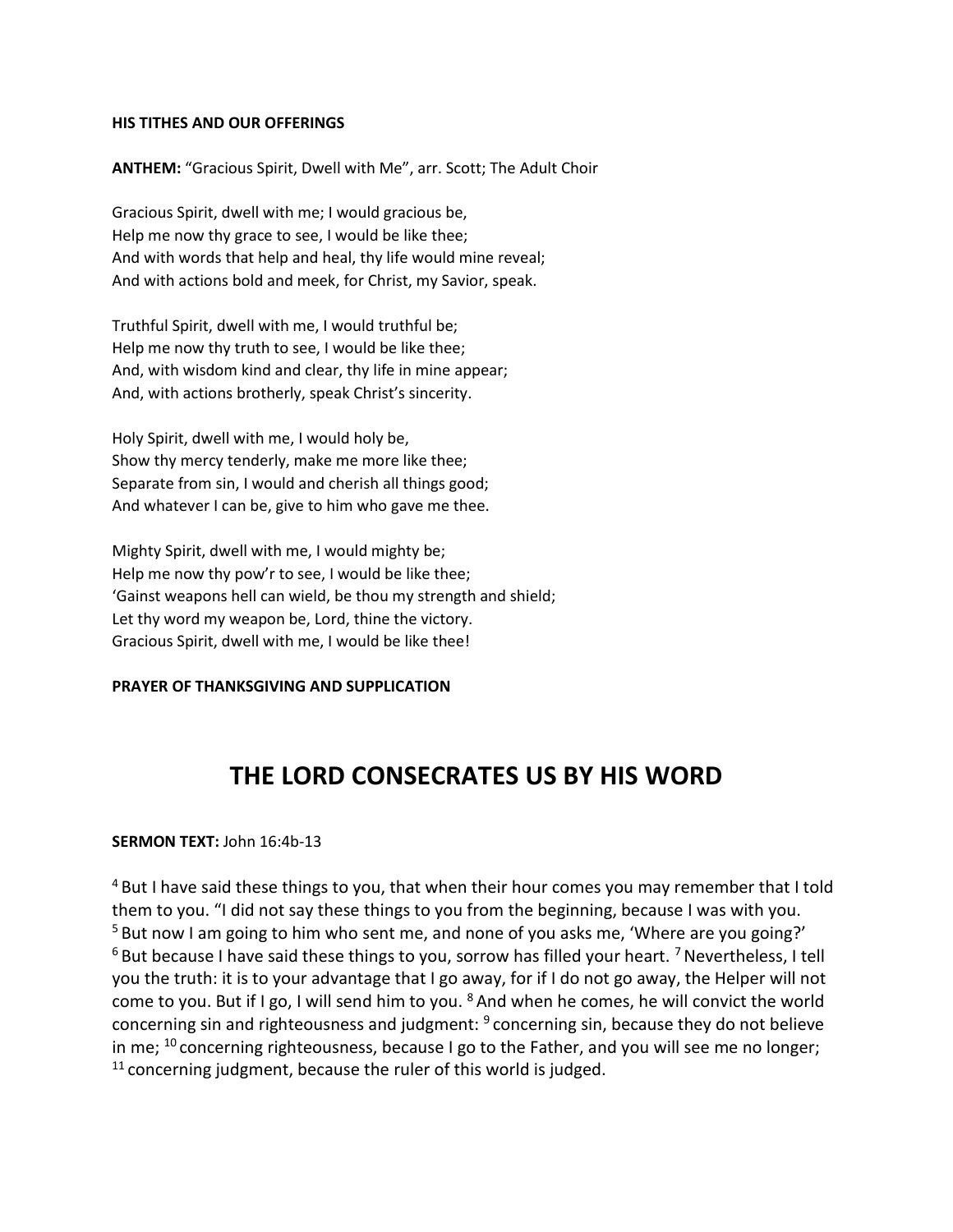**HIS TITHES AND OUR OFFERINGS**

**ANTHEM:** "Gracious Spirit, Dwell with Me", arr. Scott; The Adult Choir

Gracious Spirit, dwell with me; I would gracious be,
Help me now thy grace to see, I would be like thee;
And with words that help and heal, thy life would mine reveal;
And with actions bold and meek, for Christ, my Savior, speak.

Truthful Spirit, dwell with me, I would truthful be;
Help me now thy truth to see, I would be like thee;
And, with wisdom kind and clear, thy life in mine appear;
And, with actions brotherly, speak Christ's sincerity.

Holy Spirit, dwell with me, I would holy be,
Show thy mercy tenderly, make me more like thee;
Separate from sin, I would and cherish all things good;
And whatever I can be, give to him who gave me thee.

Mighty Spirit, dwell with me, I would mighty be;
Help me now thy pow'r to see, I would be like thee;
'Gainst weapons hell can wield, be thou my strength and shield;
Let thy word my weapon be, Lord, thine the victory.
Gracious Spirit, dwell with me, I would be like thee!

**PRAYER OF THANKSGIVING AND SUPPLICATION**

# THE LORD CONSECRATES US BY HIS WORD

**SERMON TEXT:** John 16:4b-13

[4] But I have said these things to you, that when their hour comes you may remember that I told them to you. "I did not say these things to you from the beginning, because I was with you. [5] But now I am going to him who sent me, and none of you asks me, 'Where are you going?' [6] But because I have said these things to you, sorrow has filled your heart. [7] Nevertheless, I tell you the truth: it is to your advantage that I go away, for if I do not go away, the Helper will not come to you. But if I go, I will send him to you. [8] And when he comes, he will convict the world concerning sin and righteousness and judgment: [9] concerning sin, because they do not believe in me; [10] concerning righteousness, because I go to the Father, and you will see me no longer; [11] concerning judgment, because the ruler of this world is judged.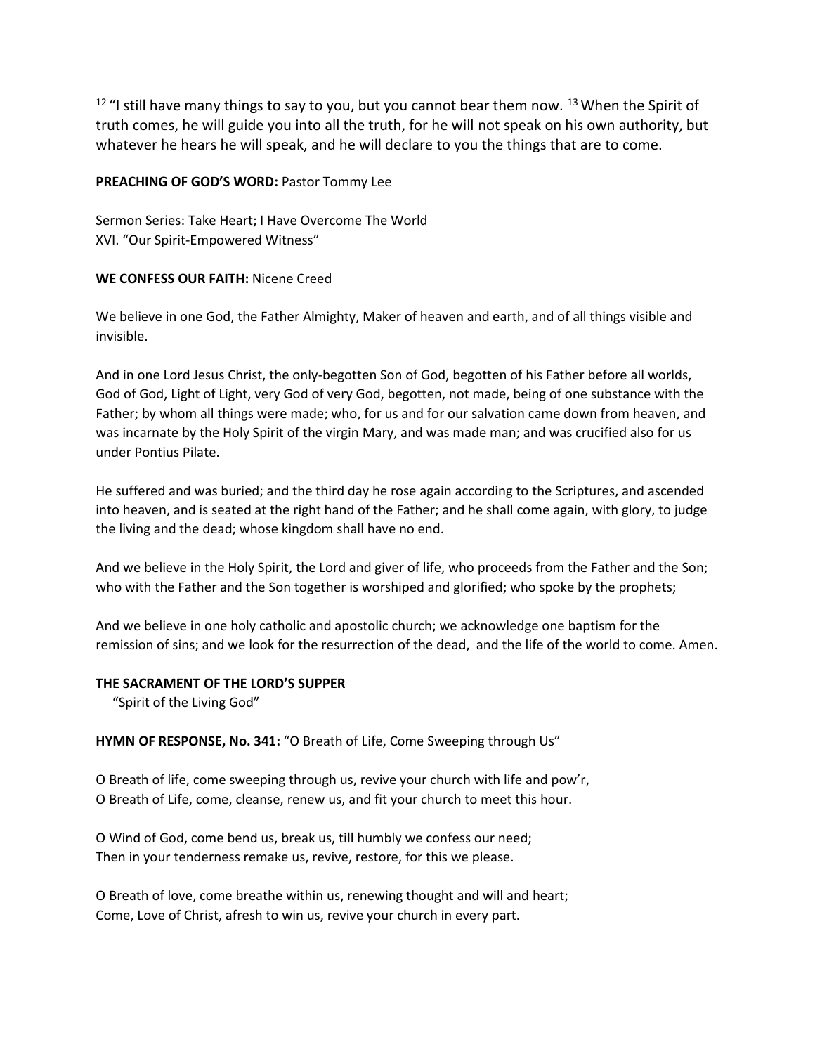[12] "I still have many things to say to you, but you cannot bear them now. [13] When the Spirit of truth comes, he will guide you into all the truth, for he will not speak on his own authority, but whatever he hears he will speak, and he will declare to you the things that are to come.

**PREACHING OF GOD'S WORD:** Pastor Tommy Lee

Sermon Series: Take Heart; I Have Overcome The World
XVI. "Our Spirit-Empowered Witness"

**WE CONFESS OUR FAITH:** Nicene Creed

We believe in one God, the Father Almighty, Maker of heaven and earth, and of all things visible and invisible.

And in one Lord Jesus Christ, the only-begotten Son of God, begotten of his Father before all worlds, God of God, Light of Light, very God of very God, begotten, not made, being of one substance with the Father; by whom all things were made; who, for us and for our salvation came down from heaven, and was incarnate by the Holy Spirit of the virgin Mary, and was made man; and was crucified also for us under Pontius Pilate.

He suffered and was buried; and the third day he rose again according to the Scriptures, and ascended into heaven, and is seated at the right hand of the Father; and he shall come again, with glory, to judge the living and the dead; whose kingdom shall have no end.

And we believe in the Holy Spirit, the Lord and giver of life, who proceeds from the Father and the Son; who with the Father and the Son together is worshiped and glorified; who spoke by the prophets;

And we believe in one holy catholic and apostolic church; we acknowledge one baptism for the remission of sins; and we look for the resurrection of the dead, and the life of the world to come. Amen.

**THE SACRAMENT OF THE LORD'S SUPPER**
"Spirit of the Living God"

**HYMN OF RESPONSE, No. 341:** "O Breath of Life, Come Sweeping through Us"

O Breath of life, come sweeping through us, revive your church with life and pow'r,
O Breath of Life, come, cleanse, renew us, and fit your church to meet this hour.

O Wind of God, come bend us, break us, till humbly we confess our need;
Then in your tenderness remake us, revive, restore, for this we please.

O Breath of love, come breathe within us, renewing thought and will and heart;
Come, Love of Christ, afresh to win us, revive your church in every part.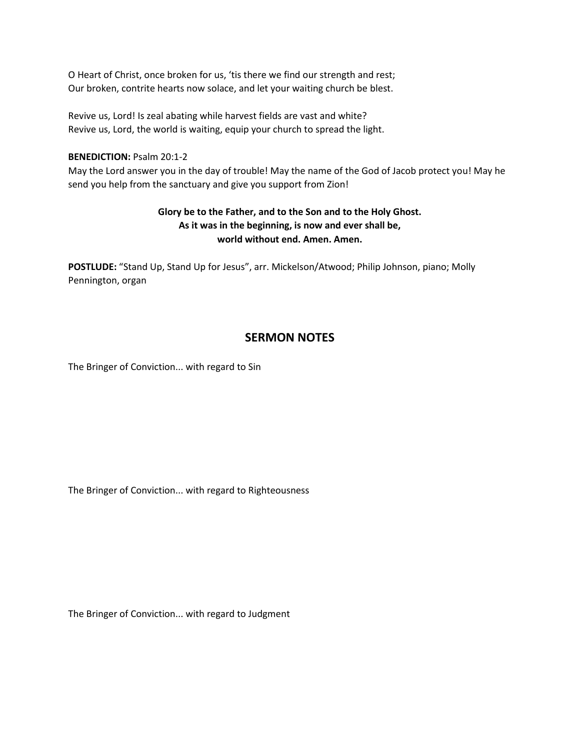O Heart of Christ, once broken for us, 'tis there we find our strength and rest;
Our broken, contrite hearts now solace, and let your waiting church be blest.

Revive us, Lord! Is zeal abating while harvest fields are vast and white?
Revive us, Lord, the world is waiting, equip your church to spread the light.

**BENEDICTION:** Psalm 20:1-2
May the Lord answer you in the day of trouble! May the name of the God of Jacob protect you! May he send you help from the sanctuary and give you support from Zion!

**Glory be to the Father, and to the Son and to the Holy Ghost.**
**As it was in the beginning, is now and ever shall be,**
**world without end. Amen. Amen.**

**POSTLUDE:** "Stand Up, Stand Up for Jesus", arr. Mickelson/Atwood; Philip Johnson, piano; Molly Pennington, organ

## SERMON NOTES

The Bringer of Conviction... with regard to Sin

The Bringer of Conviction... with regard to Righteousness

The Bringer of Conviction... with regard to Judgment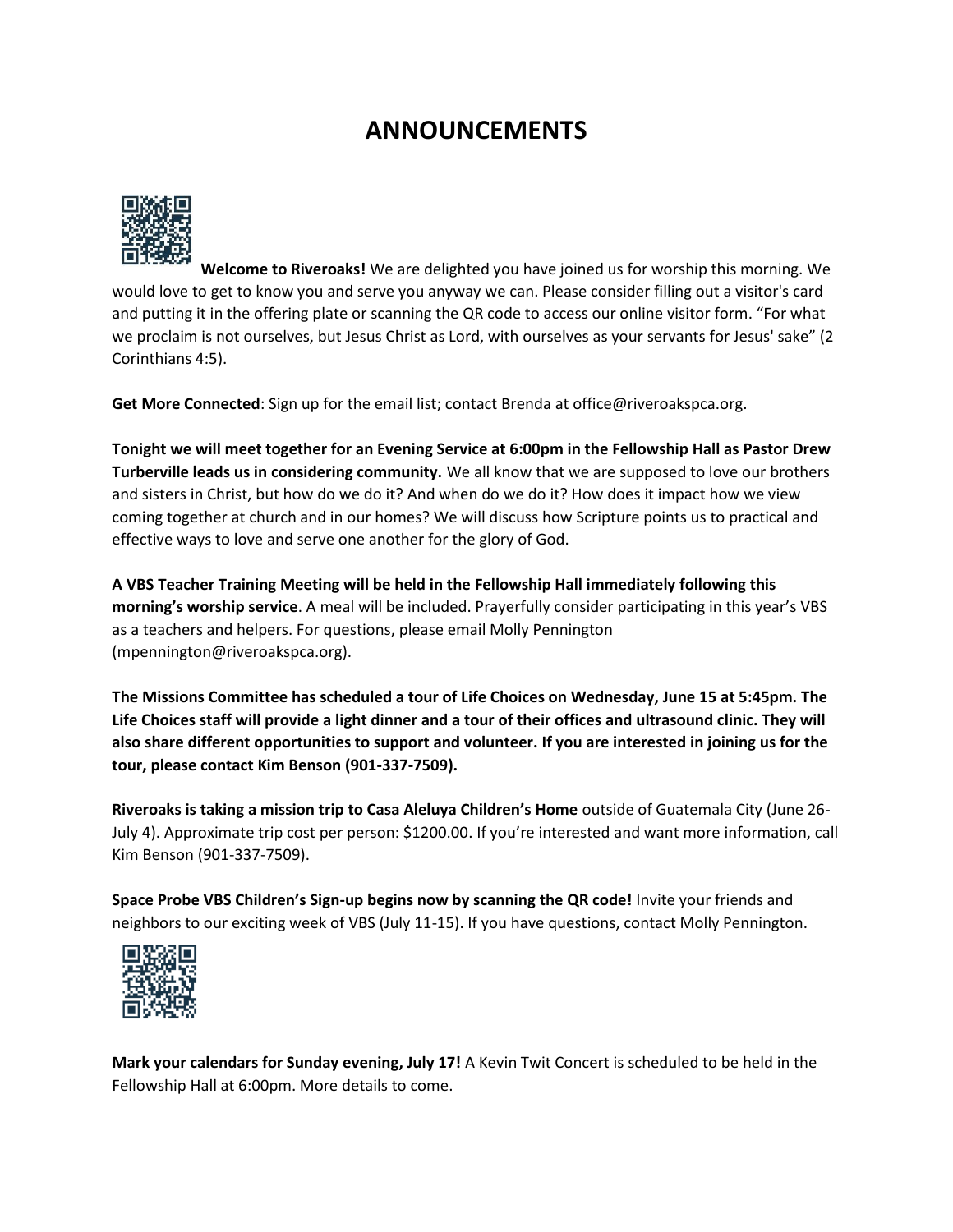# ANNOUNCEMENTS

**Welcome to Riveroaks!** We are delighted you have joined us for worship this morning. We would love to get to know you and serve you anyway we can. Please consider filling out a visitor's card and putting it in the offering plate or scanning the QR code to access our online visitor form. "For what we proclaim is not ourselves, but Jesus Christ as Lord, with ourselves as your servants for Jesus' sake" (2 Corinthians 4:5).

**Get More Connected**: Sign up for the email list; contact Brenda at office@riveroakspca.org.

**Tonight we will meet together for an Evening Service at 6:00pm in the Fellowship Hall as Pastor Drew Turberville leads us in considering community.** We all know that we are supposed to love our brothers and sisters in Christ, but how do we do it? And when do we do it? How does it impact how we view coming together at church and in our homes? We will discuss how Scripture points us to practical and effective ways to love and serve one another for the glory of God.

**A VBS Teacher Training Meeting will be held in the Fellowship Hall immediately following this morning's worship service**. A meal will be included. Prayerfully consider participating in this year's VBS as a teachers and helpers. For questions, please email Molly Pennington (mpennington@riveroakspca.org).

**The Missions Committee has scheduled a tour of Life Choices on Wednesday, June 15 at 5:45pm. The Life Choices staff will provide a light dinner and a tour of their offices and ultrasound clinic. They will also share different opportunities to support and volunteer. If you are interested in joining us for the tour, please contact Kim Benson (901-337-7509).**

**Riveroaks is taking a mission trip to Casa Aleluya Children's Home** outside of Guatemala City (June 26-July 4). Approximate trip cost per person: $1200.00. If you're interested and want more information, call Kim Benson (901-337-7509).

**Space Probe VBS Children's Sign-up begins now by scanning the QR code!** Invite your friends and neighbors to our exciting week of VBS (July 11-15). If you have questions, contact Molly Pennington.

**Mark your calendars for Sunday evening, July 17!** A Kevin Twit Concert is scheduled to be held in the Fellowship Hall at 6:00pm. More details to come.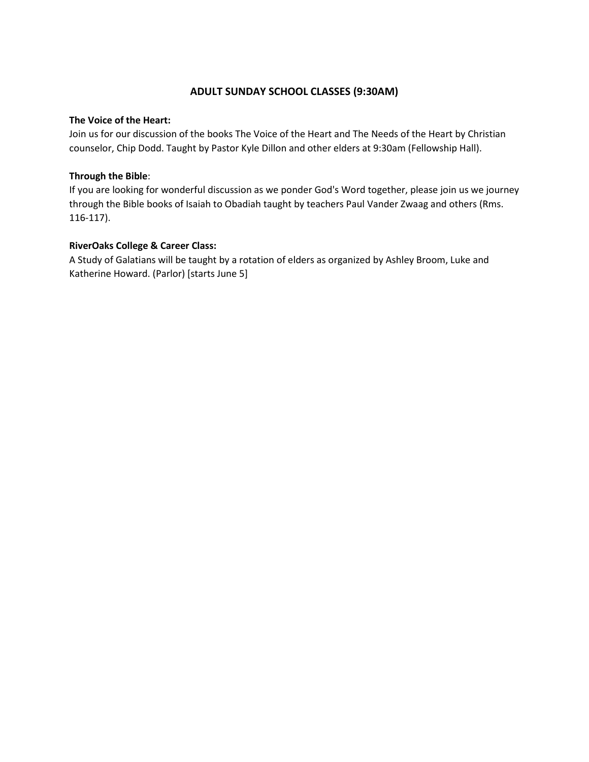## ADULT SUNDAY SCHOOL CLASSES (9:30AM)

**The Voice of the Heart:**
Join us for our discussion of the books The Voice of the Heart and The Needs of the Heart by Christian counselor, Chip Dodd. Taught by Pastor Kyle Dillon and other elders at 9:30am (Fellowship Hall).

**Through the Bible**:
If you are looking for wonderful discussion as we ponder God's Word together, please join us we journey through the Bible books of Isaiah to Obadiah taught by teachers Paul Vander Zwaag and others (Rms. 116-117).

**RiverOaks College & Career Class:**
A Study of Galatians will be taught by a rotation of elders as organized by Ashley Broom, Luke and Katherine Howard. (Parlor) [starts June 5]